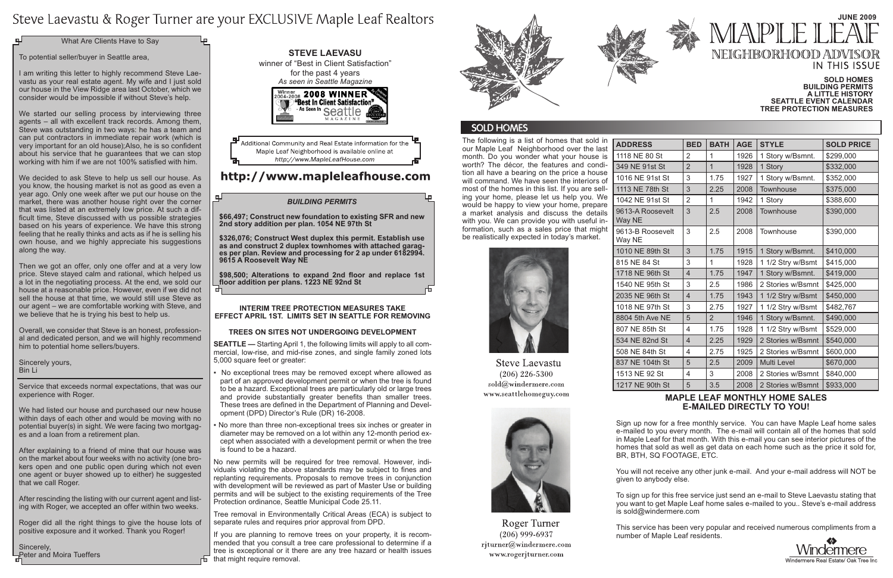# Steve Laevastu & Roger Turner are your EXCLUSIVE Maple Leaf Realtors

## What Are Clients Have to Say

To potential seller/buyer in Seattle area,

I am writing this letter to highly recommend Steve Laevastu as your real estate agent. My wife and I just sold our house in the View Ridge area last October, which we consider would be impossible if without Steve's help.

We started our selling process by interviewing three agents – all with excellent track records. Among them, Steve was outstanding in two ways: he has a team and can put contractors in immediate repair work (which is very important for an old house);Also, he is so confident about his service that he guarantees that we can stop working with him if we are not 100% satisfied with him.

We decided to ask Steve to help us sell our house. As you know, the housing market is not as good as even a year ago. Only one week after we put our house on the market, there was another house right over the corner that was listed at an extremely low price. At such a difficult time, Steve discussed with us possible strategies based on his years of experience. We have this strong feeling that he really thinks and acts as if he is selling his own house, and we highly appreciate his suggestions along the way.

Then we got an offer, only one offer and at a very low price. Steve stayed calm and rational, which helped us a lot in the negotiating process. At the end, we sold our house at a reasonable price. However, even if we did not sell the house at that time, we would still use Steve as our agent – we are comfortable working with Steve, and we believe that he is trying his best to help us.

Overall, we consider that Steve is an honest, professional and dedicated person, and we will highly recommend him to potential home sellers/buyers.

Sincerely yours,
Bin Li

Service that exceeds normal expectations, that was our experience with Roger.

We had listed our house and purchased our new house within days of each other and would be moving with no potential buyer(s) in sight. We were facing two mortgages and a loan from a retirement plan.

After explaining to a friend of mine that our house was on the market about four weeks with no activity (one brokers open and one public open during which not even one agent or buyer showed up to either) he suggested that we call Roger.

After rescinding the listing with our current agent and listing with Roger, we accepted an offer within two weeks.

Roger did all the right things to give the house lots of positive exposure and it worked. Thank you Roger!

Sincerely,
Peter and Moira Tueffers

**STEVE LAEVASU**
winner of "Best in Client Satisfaction"
for the past 4 years
*As seen in Seattle Magazine*

Winner 2004-2008 **2008 WINNER** "Best In Client Satisfaction" - As Seen In Seattle Magazine

Additional Community and Real Estate information for the Maple Leaf Neighborhood is available online at *http://www.MapleLeafHouse.com*

## http://www.mapleleafhouse.com

### *BUILDING PERMITS*

**$66,497; Construct new foundation to existing SFR and new 2nd story addition per plan. 1054 NE 97th St**

**$326,076; Construct West duplex this permit. Establish use as and construct 2 duplex townhomes with attached garages per plan. Review and processing for 2 ap under 6182994. 9615 A Roosevelt Way NE**

**$98,500; Alterations to expand 2nd floor and replace 1st floor addition per plans. 1223 NE 92nd St**

### INTERIM TREE PROTECTION MEASURES TAKE EFFECT APRIL 1ST. LIMITS SET IN SEATTLE FOR REMOVING

### TREES ON SITES NOT UNDERGOING DEVELOPMENT

**SEATTLE —** Starting April 1, the following limits will apply to all commercial, low-rise, and mid-rise zones, and single family zoned lots 5,000 square feet or greater:

- No exceptional trees may be removed except where allowed as part of an approved development permit or when the tree is found to be a hazard. Exceptional trees are particularly old or large trees and provide substantially greater benefits than smaller trees. These trees are defined in the Department of Planning and Development (DPD) Director's Rule (DR) 16-2008.
- No more than three non-exceptional trees six inches or greater in diameter may be removed on a lot within any 12-month period except when associated with a development permit or when the tree is found to be a hazard.

No new permits will be required for tree removal. However, individuals violating the above standards may be subject to fines and replanting requirements. Proposals to remove trees in conjunction with development will be reviewed as part of Master Use or building permits and will be subject to the existing requirements of the Tree Protection ordinance, Seattle Municipal Code 25.11.

Tree removal in Environmentally Critical Areas (ECA) is subject to separate rules and requires prior approval from DPD.

If you are planning to remove trees on your property, it is recommended that you consult a tree care professional to determine if a tree is exceptional or if there are any tree hazard or health issues that might require removal.

# MAPLE LEAF NEIGHBORHOOD ADVISOR

**JUNE 2009**

IN THIS ISSUE

**SOLD HOMES**
**BUILDING PERMITS**
**A LITTLE HISTORY**
**SEATTLE EVENT CALENDAR**
**TREE PROTECTION MEASURES**

## SOLD HOMES

The following is a list of homes that sold in our Maple Leaf Neighborhood over the last month. Do you wonder what your house is worth? The décor, the features and condition all have a bearing on the price a house will command. We have seen the interiors of most of the homes in this list. If you are selling your home, please let us help you. We would be happy to view your home, prepare a market analysis and discuss the details with you. We can provide you with useful information, such as a sales price that might be realistically expected in today's market.

Steve Laevastu
(206) 226-5300
sold@windermere.com
www.seattlehomeguy.com

Roger Turner
(206) 999-6937
rjturner@windermere.com
www.rogerjturner.com

| ADDRESS | BED | BATH | AGE | STYLE | SOLD PRICE |
|---|---|---|---|---|---|
| 1118 NE 80 St | 2 | 1 | 1926 | 1 Story w/Bsmnt. | $299,000 |
| 349 NE 91st St | 2 | 1 | 1928 | 1 Story | $332,000 |
| 1016 NE 91st St | 3 | 1.75 | 1927 | 1 Story w/Bsmnt. | $352,000 |
| 1113 NE 78th St | 3 | 2.25 | 2008 | Townhouse | $375,000 |
| 1042 NE 91st St | 2 | 1 | 1942 | 1 Story | $388,600 |
| 9613-A Roosevelt Way NE | 3 | 2.5 | 2008 | Townhouse | $390,000 |
| 9613-B Roosevelt Way NE | 3 | 2.5 | 2008 | Townhouse | $390,000 |
| 1010 NE 89th St | 3 | 1.75 | 1915 | 1 Story w/Bsmnt. | $410,000 |
| 815 NE 84 St | 3 | 1 | 1928 | 1 1/2 Stry w/Bsmt | $415,000 |
| 1718 NE 96th St | 4 | 1.75 | 1947 | 1 Story w/Bsmnt. | $419,000 |
| 1540 NE 95th St | 3 | 2.5 | 1986 | 2 Stories w/Bsmnt | $425,000 |
| 2035 NE 96th St | 4 | 1.75 | 1943 | 1 1/2 Stry w/Bsmt | $450,000 |
| 1018 NE 97th St | 3 | 2.75 | 1927 | 1 1/2 Stry w/Bsmt | $482,767 |
| 8804 5th Ave NE | 5 | 2 | 1946 | 1 Story w/Bsmnt. | $490,000 |
| 807 NE 85th St | 4 | 1.75 | 1928 | 1 1/2 Stry w/Bsmt | $529,000 |
| 534 NE 82nd St | 4 | 2.25 | 1929 | 2 Stories w/Bsmnt | $540,000 |
| 508 NE 84th St | 4 | 2.75 | 1925 | 2 Stories w/Bsmnt | $600,000 |
| 837 NE 104th St | 5 | 2.5 | 2009 | Multi Level | $670,000 |
| 1513 NE 92 St | 4 | 3 | 2008 | 2 Stories w/Bsmnt | $840,000 |
| 1217 NE 90th St | 5 | 3.5 | 2008 | 2 Stories w/Bsmnt | $933,000 |

### MAPLE LEAF MONTHLY HOME SALES E-MAILED DIRECTLY TO YOU!

Sign up now for a free monthly service. You can have Maple Leaf home sales e-mailed to you every month. The e-mail will contain all of the homes that sold in Maple Leaf for that month. With this e-mail you can see interior pictures of the homes that sold as well as get data on each home such as the price it sold for, BR, BTH, SQ FOOTAGE, ETC.

You will not receive any other junk e-mail. And your e-mail address will NOT be given to anybody else.

To sign up for this free service just send an e-mail to Steve Laevastu stating that you want to get Maple Leaf home sales e-mailed to you.. Steve's e-mail address is sold@windermere.com

This service has been very popular and received numerous compliments from a number of Maple Leaf residents.

Windermere
Windermere Real Estate/ Oak Tree Inc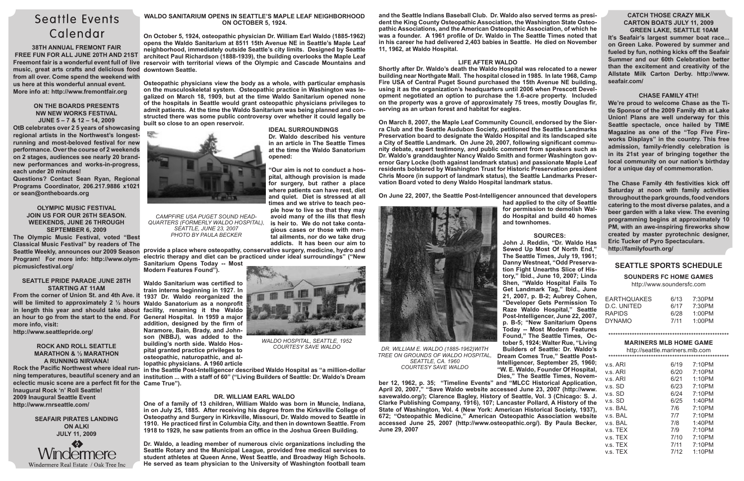# Seattle Events Calendar

### 38TH ANNUAL FREMONT FAIR
### FREE FUN FOR ALL JUNE 20TH AND 21ST

Freemont fair is a wonderful event full of live music, great arts crafts and delicious food from all over. Come spend the weekend with us here at this wonderful annual event. More info at: http://www.fremontfair.org

### ON THE BOARDS PRESENTS NW NEW WORKS FESTIVAL
### JUNE 5 – 7 & 12 – 14, 2009

OtB celebrates over 2 5 years of showcasing regional artists in the Northwest's longest-running and most-beloved festival for new performance. Over the course of 2 weekends on 2 stages, audiences see nearly 20 brand-new performances and works-in-progress, each under 20 minutes!

Questions? Contact Sean Ryan, Regional Programs Coordinator, 206.217.9886 x1021 or sean@ontheboards.org

### OLYMPIC MUSIC FESTIVAL
### JOIN US FOR OUR 26TH SEASON. WEEKENDS, JUNE 26 THROUGH SEPTEMBER 6, 2009

The Olympic Music Festival, voted "Best Classical Music Festival" by readers of The Seattle Weekly, announces our 2009 Season Program! For more info: http://www.olympicmusicfestival.org/

### SEATTLE PRIDE PARADE JUNE 28TH STARTING AT 11AM

From the corner of Union St. and 4th Ave. it will be limited to approximately 2 ½ hours in length this year and should take about an hour to go from the start to the end. For more info, visit:

http://www.seattlepride.org/

### ROCK AND ROLL SEATTLE MARATHON & ½ MARATHON
### A RUNNING NIRVANA!

Rock the Pacific Northwest where ideal running temperatures, beautiful scenery and an eclectic music scene are a perfect fit for the Inaugural Rock 'n' Roll Seattle!

2009 Inaugural Seattle Event

http://www.rnrseattle.com/

### SEAFAIR PIRATES LANDING ON ALKI
### JULY 11, 2009

Windermere

Windermere Real Estate / Oak Tree Inc

## WALDO SANITARIUM OPENS IN SEATTLE'S MAPLE LEAF NEIGHBORHOOD ON OCTOBER 5, 1924.

On October 5, 1924, osteopathic physician Dr. William Earl Waldo (1885-1962) opens the Waldo Sanitarium at 8511 15th Avenue NE in Seattle's Maple Leaf neighborhood, immediately outside Seattle's city limits. Designed by Seattle architect Paul Richardson (1888-1939), the building overlooks the Maple Leaf reservoir with territorial views of the Olympic and Cascade Mountains and downtown Seattle.

Osteopathic physicians view the body as a whole, with particular emphasis on the musculoskeletal system. Osteopathic practice in Washington was legalized on March 18, 1909, but at the time Waldo Sanitarium opened none of the hospitals in Seattle would grant osteopathic physicians privileges to admit patients. At the time the Waldo Sanitarium was being planned and constructed there was some public controversy over whether it could legally be built so close to an open reservoir.

*CAMPFIRE USA PUGET SOUND HEADQUARTERS (FORMERLY WALDO HOSPITAL), SEATTLE, JUNE 23, 2007 PHOTO BY PAULA BECKER*

### IDEAL SURROUNDINGS

Dr. Waldo described his venture in an article in The Seattle Times at the time the Waldo Sanatorium opened:

"Our aim is not to conduct a hospital, although provision is made for surgery, but rather a place where patients can have rest, diet and quiet. Diet is stressed at all times and we strive to teach people how to live so that they may avoid many of the ills that flesh is heir to. We do not take contagious cases or those with mental ailments, nor do we take drug addicts. It has been our aim to provide a place where osteopathy, conservative surgery, medicine, hydro and electric therapy and diet can be practiced under ideal surroundings" ("New Sanitarium Opens Today -- Most Modern Features Found").

Waldo Sanitarium was certified to train interns beginning in 1927. In 1937 Dr. Waldo reorganized the Waldo Sanatorium as a nonprofit facility, renaming it the Waldo General Hospital. In 1959 a major addition, designed by the firm of Naramore, Bain, Brady, and Johnson (NBBJ), was added to the building's north side. Waldo Hospital granted practice privileges to osteopathic, naturopathic, and allopathic physicians. A 1960 article in the Seattle Post-Intelligencer described Waldo Hospital as "a million-dollar institution ... with a staff of 60" ("Living Builders of Seattle: Dr. Waldo's Dream Came True").

*WALDO HOSPITAL, SEATTLE, 1952 COURTESY SAVE WALDO*

### DR. WILLIAM EARL WALDO

One of a family of 13 children, William Waldo was born in Muncie, Indiana, in on July 25, 1885. After receiving his degree from the Kirksville College of Osteopathy and Surgery in Kirksville, Missouri, Dr. Waldo moved to Seattle in 1910. He practiced first in Columbia City, and then in downtown Seattle. From 1918 to 1929, he saw patients from an office in the Joshua Green Building.

Dr. Waldo, a leading member of numerous civic organizations including the Seattle Rotary and the Municipal League, provided free medical services to student athletes at Queen Anne, West Seattle, and Broadway High Schools. He served as team physician to the University of Washington football team and the Seattle Indians Baseball Club. Dr. Waldo also served terms as president the King County Osteopathic Association, the Washington State Osteopathic Associations, and the American Osteopathic Association, of which he was a founder. A 1961 profile of Dr. Waldo in The Seattle Times noted that in his career he had delivered 2,403 babies in Seattle. He died on November 11, 1962, at Waldo Hospital.

### LIFE AFTER WALDO

Shortly after Dr. Waldo's death the Waldo Hospital was relocated to a newer building near Northgate Mall. The hospital closed in 1985. In late 1968, Camp Fire USA of Central Puget Sound purchased the 15th Avenue NE building, using it as the organization's headquarters until 2006 when Prescott Development negotiated an option to purchase the 1.6-acre property. Included on the property was a grove of approximately 75 trees, mostly Douglas fir, serving as an urban forest and habitat for eagles.

On March 8, 2007, the Maple Leaf Community Council, endorsed by the Sierra Club and the Seattle Audubon Society, petitioned the Seattle Landmarks Preservation board to designate the Waldo Hospital and its landscaped site a City of Seattle Landmark. On June 20, 2007, following significant community debate, expert testimony, and public comment from speakers such as Dr. Waldo's granddaughter Nancy Waldo Smith and former Washington governor Gary Locke (both against landmark status) and passionate Maple Leaf residents bolstered by Washington Trust for Historic Preservation president Chris Moore (in support of landmark status), the Seattle Landmarks Preservation Board voted to deny Waldo Hospital landmark status.

On June 22, 2007, the Seattle Post-Intelligencer announced that developers had applied to the city of Seattle for permission to demolish Waldo Hospital and build 40 homes and townhomes.

*DR. WILLIAM E. WALDO (1885-1962)WITH TREE ON GROUNDS OF WALDO HOSPITAL, SEATTLE, CA. 1960 COURTESY SAVE WALDO*

### SOURCES:

John J. Reddin, "Dr. Waldo Has Sewed Up Most Of North End," The Seattle Times, July 19, 1961; Danny Westneat, "Odd Preservation Fight Unearths Slice of History," Ibid., June 10, 2007; Linda Shen, "Waldo Hospital Fails To Get Landmark Tag," Ibid., June 21, 2007, p. B-2; Aubrey Cohen, "Developer Gets Permission To Raze Waldo Hospital," Seattle Post-Intelligencer, June 22, 2007, p. B-5; "New Sanitarium Opens Today -- Most Modern Features Found," The Seattle Times, October 5, 1924; Walter Rue, "Living Builders of Seattle: Dr. Waldo's Dream Comes True," Seattle Post-Intelligencer, September 25, 1960; "W. E. Waldo, Founder Of Hospital, Dies," The Seattle Times, November 12, 1962, p. 35; "Timeline Events" and "MLCC Historical Application, April 20, 2007," "Save Waldo website accessed June 23, 2007 (http://www.savewaldo.org/); Clarence Bagley, History of Seattle, Vol. 3 (Chicago: S. J. Clarke Publishing Company, 1916), 107; Lancaster Pollard, A History of the State of Washington, Vol. 4 (New York: American Historical Society, 1937), 672; "Osteopathic Medicine," American Osteopathic Association website accessed June 25, 2007 (http://www.osteopathic.org/). By Paula Becker, June 29, 2007

### CATCH THOSE CRAZY MILK CARTON BOATS JULY 11, 2009 GREEN LAKE, SEATTLE 10AM

It's Seafair's largest summer boat race... on Green Lake. Powered by summer and fueled by fun, nothing kicks off the Seafair Summer and our 60th Celebration better than the excitement and creativity of the Allstate Milk Carton Derby. http://www.seafair.com/

### CHASE FAMILY 4TH!

We're proud to welcome Chase as the Title Sponsor of the 2009 Family 4th at Lake Union! Plans are well underway for this Seattle spectacle, once hailed by TIME Magazine as one of the "Top Five Fireworks Displays" in the country. This free admission, family-friendly celebration is in its 21st year of bringing together the local community on our nation's birthday for a unique day of commemoration.

The Chase Family 4th festivities kick off Saturday at noon with family activities throughout the park grounds, food vendors catering to the most diverse palates, and a beer garden with a lake view. The evening programming begins at approximately 10 PM, with an awe-inspiring fireworks show created by master pyrotechnic designer, Eric Tucker of Pyro Spectaculars. http://familyfourth.org/

## SEATTLE SPORTS SCHEDULE

### SOUNDERS FC HOME GAMES

http://www.soundersfc.com

| | | |
|---|---|---|
| EARTHQUAKES | 6/13 | 7:30PM |
| D.C. UNITED | 6/17 | 7:30PM |
| RAPIDS | 6/28 | 1:00PM |
| DYNAMO | 7/11 | 1:00PM |

### MARINERS MLB HOME GAME

http://seattle.mariners.mlb.com

| | | |
|---|---|---|
| v.s. ARI | 6/19 | 7:10PM |
| v.s. ARI | 6/20 | 7:10PM |
| v.s. ARI | 6/21 | 1:10PM |
| v.s. SD | 6/23 | 7:10PM |
| v.s. SD | 6/24 | 7:10PM |
| v.s. SD | 6/25 | 1:40PM |
| v.s. BAL | 7/6 | 7:10PM |
| v.s. BAL | 7/7 | 7:10PM |
| v.s. BAL | 7/8 | 1:40PM |
| v.s. TEX | 7/9 | 7:10PM |
| v.s. TEX | 7/10 | 7:10PM |
| v.s. TEX | 7/11 | 7:10PM |
| v.s. TEX | 7/12 | 1:10PM |